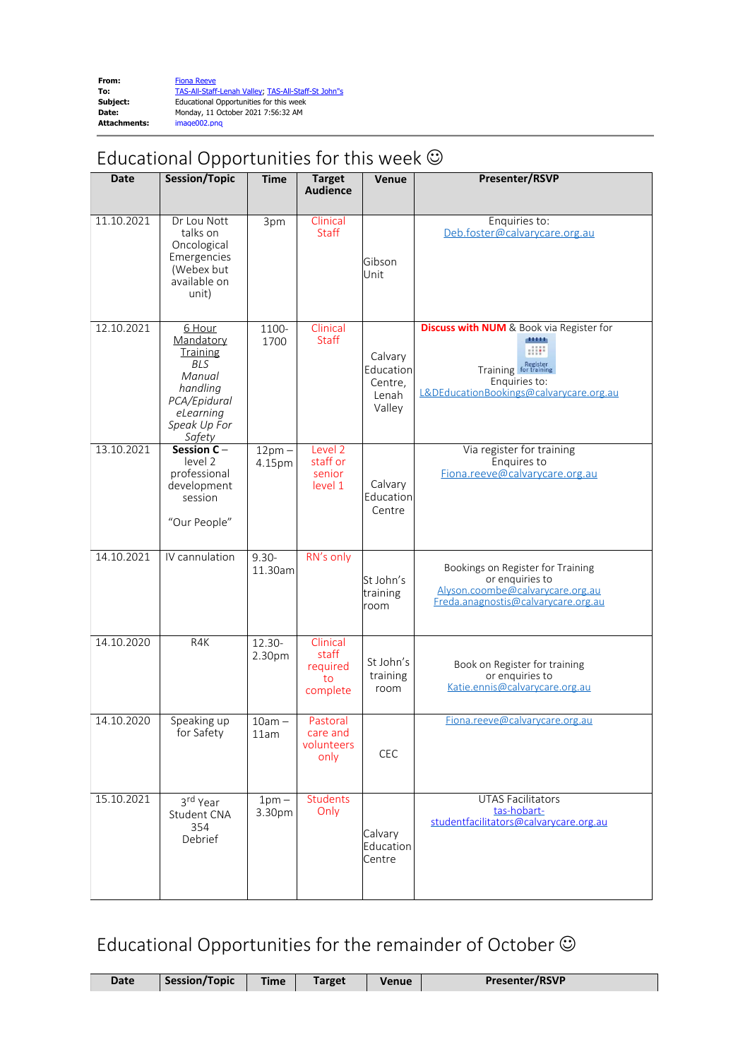**From:** Fiona Reeve
**To:** TAS-All-Staff-Lenah Valley; TAS-All-Staff-St John"s
**Subject:** Educational Opportunities for this week
**Date:** Monday, 11 October 2021 7:56:32 AM
**Attachments:** image002.png

# Educational Opportunities for this week ☺

| Date | Session/Topic | Time | Target Audience | Venue | Presenter/RSVP |
|---|---|---|---|---|---|
| 11.10.2021 | Dr Lou Nott talks on Oncological Emergencies (Webex but available on unit) | 3pm | Clinical Staff | Gibson Unit | Enquiries to: Deb.foster@calvarycare.org.au |
| 12.10.2021 | 6 Hour Mandatory Training *BLS* *Manual handling* *PCA/Epidural* *eLearning* *Speak Up For Safety* | 1100-1700 | Clinical Staff | Calvary Education Centre, Lenah Valley | **Discuss with NUM** & Book via Register for Training Enquiries to: L&DEducationBookings@calvarycare.org.au |
| 13.10.2021 | **Session C** – level 2 professional development session "Our People" | 12pm – 4.15pm | Level 2 staff or senior level 1 | Calvary Education Centre | Via register for training Enquires to Fiona.reeve@calvarycare.org.au |
| 14.10.2021 | IV cannulation | 9.30-11.30am | RN's only | St John's training room | Bookings on Register for Training or enquiries to Alyson.coombe@calvarycare.org.au Freda.anagnostis@calvarycare.org.au |
| 14.10.2020 | R4K | 12.30-2.30pm | Clinical staff required to complete | St John's training room | Book on Register for training or enquiries to Katie.ennis@calvarycare.org.au |
| 14.10.2020 | Speaking up for Safety | 10am – 11am | Pastoral care and volunteers only | CEC | Fiona.reeve@calvarycare.org.au |
| 15.10.2021 | 3rd Year Student CNA 354 Debrief | 1pm – 3.30pm | Students Only | Calvary Education Centre | UTAS Facilitators tas-hobart-studentfacilitators@calvarycare.org.au |

# Educational Opportunities for the remainder of October ☺

| Date | Session/Topic | Time | Target | Venue | Presenter/RSVP |
|---|---|---|---|---|---|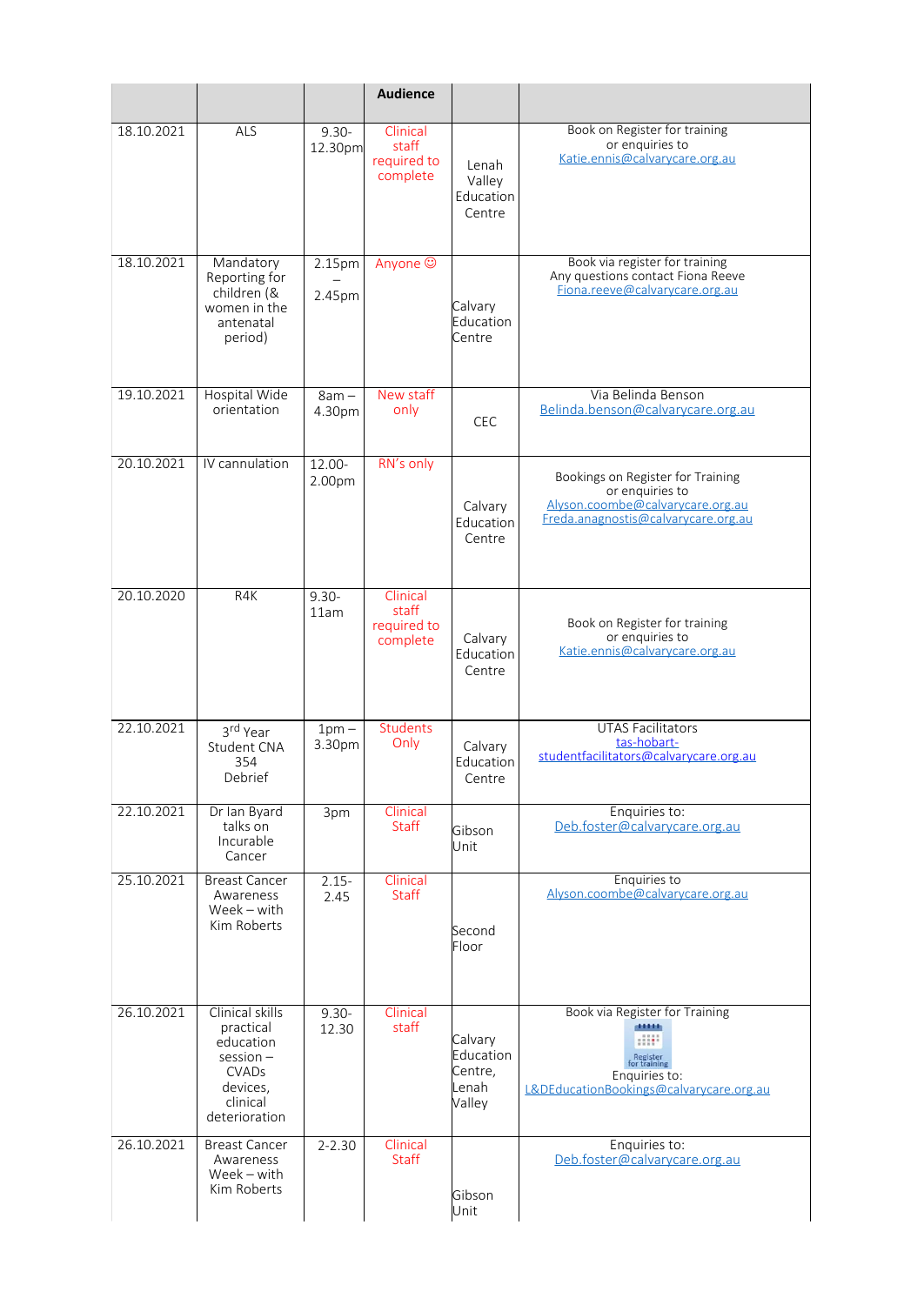|  |  |  | **Audience** |  |  |
|---|---|---|---|---|---|
| 18.10.2021 | ALS | 9.30-12.30pm | Clinical staff required to complete | Lenah Valley Education Centre | Book on Register for training or enquiries to Katie.ennis@calvarycare.org.au |
| 18.10.2021 | Mandatory Reporting for children (& women in the antenatal period) | 2.15pm – 2.45pm | Anyone ☺ | Calvary Education Centre | Book via register for training Any questions contact Fiona Reeve Fiona.reeve@calvarycare.org.au |
| 19.10.2021 | Hospital Wide orientation | 8am – 4.30pm | New staff only | CEC | Via Belinda Benson Belinda.benson@calvarycare.org.au |
| 20.10.2021 | IV cannulation | 12.00-2.00pm | RN's only | Calvary Education Centre | Bookings on Register for Training or enquiries to Alyson.coombe@calvarycare.org.au Freda.anagnostis@calvarycare.org.au |
| 20.10.2020 | R4K | 9.30-11am | Clinical staff required to complete | Calvary Education Centre | Book on Register for training or enquiries to Katie.ennis@calvarycare.org.au |
| 22.10.2021 | 3rd Year Student CNA 354 Debrief | 1pm – 3.30pm | Students Only | Calvary Education Centre | UTAS Facilitators tas-hobart-studentfacilitators@calvarycare.org.au |
| 22.10.2021 | Dr Ian Byard talks on Incurable Cancer | 3pm | Clinical Staff | Gibson Unit | Enquiries to: Deb.foster@calvarycare.org.au |
| 25.10.2021 | Breast Cancer Awareness Week – with Kim Roberts | 2.15-2.45 | Clinical Staff | Second Floor | Enquiries to Alyson.coombe@calvarycare.org.au |
| 26.10.2021 | Clinical skills practical education session – CVADs devices, clinical deterioration | 9.30-12.30 | Clinical staff | Calvary Education Centre, Lenah Valley | Book via Register for Training Register for training Enquiries to: L&DEducationBookings@calvarycare.org.au |
| 26.10.2021 | Breast Cancer Awareness Week – with Kim Roberts | 2-2.30 | Clinical Staff | Gibson Unit | Enquiries to: Deb.foster@calvarycare.org.au |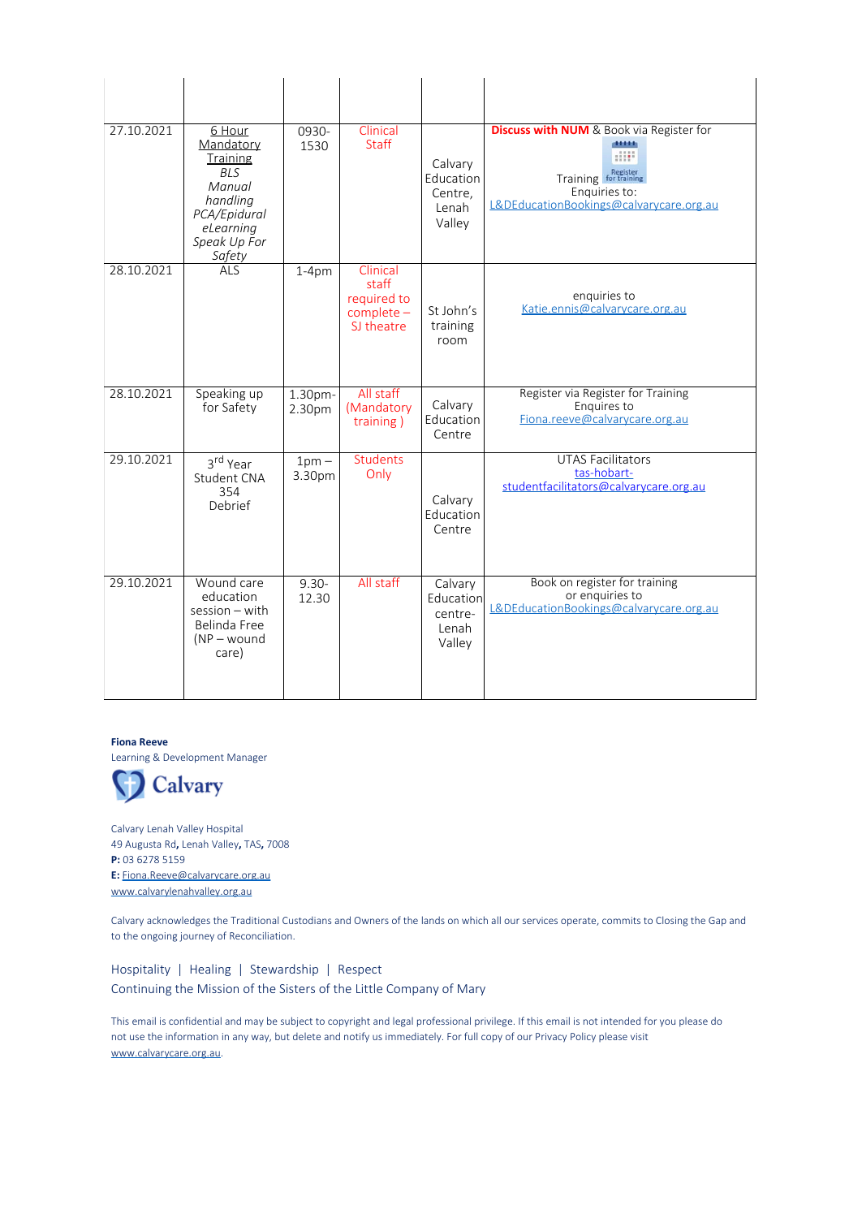| | | | | | |
|---|---|---|---|---|---|
| | | | | | |
| 27.10.2021 | 6 Hour Mandatory Training *BLS* *Manual handling* *PCA/Epidural eLearning* *Speak Up For Safety* | 0930-1530 | Clinical Staff | Calvary Education Centre, Lenah Valley | **Discuss with NUM** & Book via Register for Training Enquiries to: L&DEducationBookings@calvarycare.org.au |
| 28.10.2021 | ALS | 1-4pm | Clinical staff required to complete – SJ theatre | St John's training room | enquiries to Katie.ennis@calvarycare.org.au |
| 28.10.2021 | Speaking up for Safety | 1.30pm-2.30pm | All staff (Mandatory training ) | Calvary Education Centre | Register via Register for Training Enquires to Fiona.reeve@calvarycare.org.au |
| 29.10.2021 | 3rd Year Student CNA 354 Debrief | 1pm – 3.30pm | Students Only | Calvary Education Centre | UTAS Facilitators tas-hobart-studentfacilitators@calvarycare.org.au |
| 29.10.2021 | Wound care education session – with Belinda Free (NP – wound care) | 9.30-12.30 | All staff | Calvary Education centre-Lenah Valley | Book on register for training or enquiries to L&DEducationBookings@calvarycare.org.au |

**Fiona Reeve**
Learning & Development Manager

Calvary

Calvary Lenah Valley Hospital
49 Augusta Rd, Lenah Valley, TAS, 7008
**P:** 03 6278 5159
**E:** Fiona.Reeve@calvarycare.org.au
www.calvarylenahvalley.org.au

Calvary acknowledges the Traditional Custodians and Owners of the lands on which all our services operate, commits to Closing the Gap and to the ongoing journey of Reconciliation.

Hospitality | Healing | Stewardship | Respect
Continuing the Mission of the Sisters of the Little Company of Mary

This email is confidential and may be subject to copyright and legal professional privilege. If this email is not intended for you please do not use the information in any way, but delete and notify us immediately. For full copy of our Privacy Policy please visit www.calvarycare.org.au.